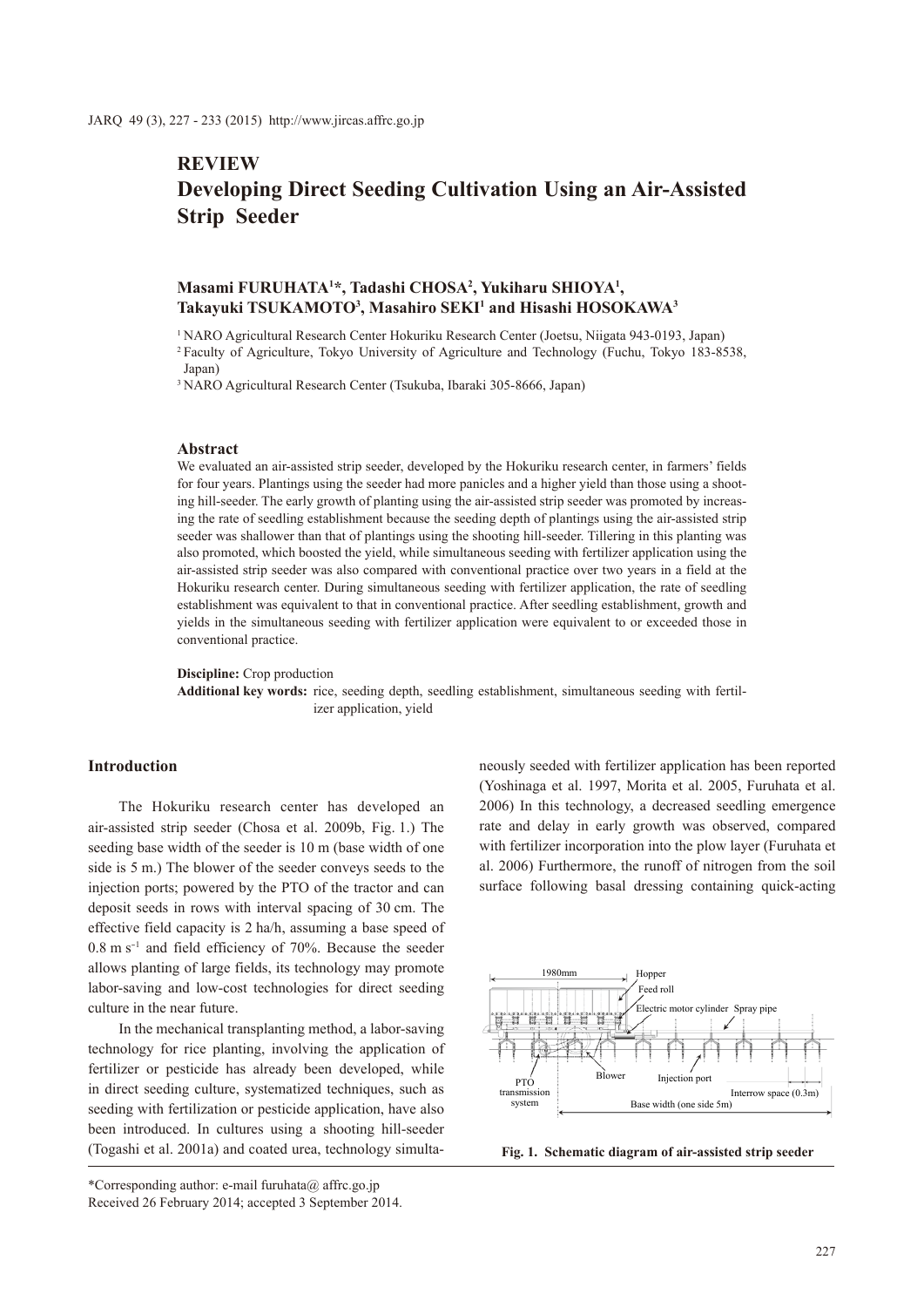## REVIEW

# Developing Direct Seeding Cultivation Using an Air-Assisted Strip Seeder

**Masami FURUHATA[1]*, Tadashi CHOSA[2], Yukiharu SHIOYA[1], Takayuki TSUKAMOTO[3], Masahiro SEKI[1] and Hisashi HOSOKAWA[3]**

[1] NARO Agricultural Research Center Hokuriku Research Center (Joetsu, Niigata 943-0193, Japan)

[2] Faculty of Agriculture, Tokyo University of Agriculture and Technology (Fuchu, Tokyo 183-8538, Japan)

[3] NARO Agricultural Research Center (Tsukuba, Ibaraki 305-8666, Japan)

### Abstract

We evaluated an air-assisted strip seeder, developed by the Hokuriku research center, in farmers' fields for four years. Plantings using the seeder had more panicles and a higher yield than those using a shooting hill-seeder. The early growth of planting using the air-assisted strip seeder was promoted by increasing the rate of seedling establishment because the seeding depth of plantings using the air-assisted strip seeder was shallower than that of plantings using the shooting hill-seeder. Tillering in this planting was also promoted, which boosted the yield, while simultaneous seeding with fertilizer application using the air-assisted strip seeder was also compared with conventional practice over two years in a field at the Hokuriku research center. During simultaneous seeding with fertilizer application, the rate of seedling establishment was equivalent to that in conventional practice. After seedling establishment, growth and yields in the simultaneous seeding with fertilizer application were equivalent to or exceeded those in conventional practice.

**Discipline:** Crop production

**Additional key words:** rice, seeding depth, seedling establishment, simultaneous seeding with fertilizer application, yield

### Introduction

The Hokuriku research center has developed an air-assisted strip seeder (Chosa et al. 2009b, Fig. 1.) The seeding base width of the seeder is 10 m (base width of one side is 5 m.) The blower of the seeder conveys seeds to the injection ports; powered by the PTO of the tractor and can deposit seeds in rows with interval spacing of 30 cm. The effective field capacity is 2 ha/h, assuming a base speed of 0.8 m $s^{-1}$ and field efficiency of 70%. Because the seeder allows planting of large fields, its technology may promote labor-saving and low-cost technologies for direct seeding culture in the near future.

In the mechanical transplanting method, a labor-saving technology for rice planting, involving the application of fertilizer or pesticide has already been developed, while in direct seeding culture, systematized techniques, such as seeding with fertilization or pesticide application, have also been introduced. In cultures using a shooting hill-seeder (Togashi et al. 2001a) and coated urea, technology simultaneously seeded with fertilizer application has been reported (Yoshinaga et al. 1997, Morita et al. 2005, Furuhata et al. 2006) In this technology, a decreased seedling emergence rate and delay in early growth was observed, compared with fertilizer incorporation into the plow layer (Furuhata et al. 2006) Furthermore, the runoff of nitrogen from the soil surface following basal dressing containing quick-acting

1980mm | Hopper | Feed roll | Electric motor cylinder | Spray pipe | Blower | Injection port | PTO transmission system | Interrow space (0.3m) | Base width (one side 5m)

**Fig. 1. Schematic diagram of air-assisted strip seeder**

*Corresponding author: e-mail furuhata@ affrc.go.jp

Received 26 February 2014; accepted 3 September 2014.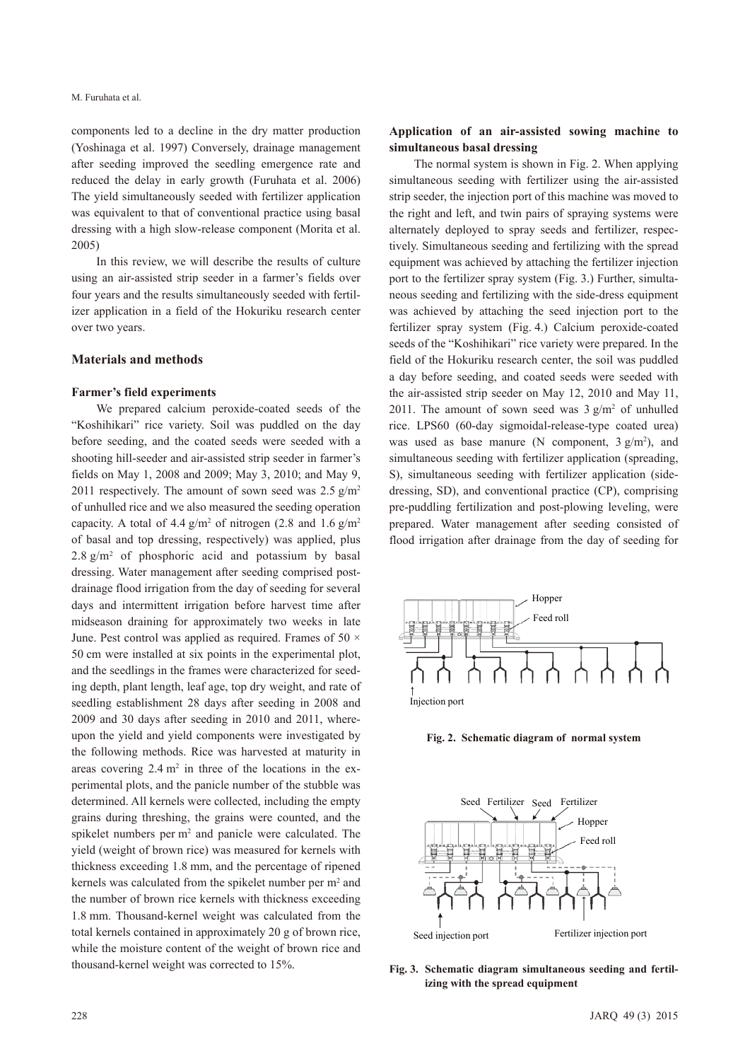components led to a decline in the dry matter production (Yoshinaga et al. 1997) Conversely, drainage management after seeding improved the seedling emergence rate and reduced the delay in early growth (Furuhata et al. 2006) The yield simultaneously seeded with fertilizer application was equivalent to that of conventional practice using basal dressing with a high slow-release component (Morita et al. 2005)

In this review, we will describe the results of culture using an air-assisted strip seeder in a farmer's fields over four years and the results simultaneously seeded with fertilizer application in a field of the Hokuriku research center over two years.

## Materials and methods

### Farmer's field experiments

We prepared calcium peroxide-coated seeds of the "Koshihikari" rice variety. Soil was puddled on the day before seeding, and the coated seeds were seeded with a shooting hill-seeder and air-assisted strip seeder in farmer's fields on May 1, 2008 and 2009; May 3, 2010; and May 9, 2011 respectively. The amount of sown seed was 2.5 g/m$^2$ of unhulled rice and we also measured the seeding operation capacity. A total of 4.4 g/m$^2$ of nitrogen (2.8 and 1.6 g/m$^2$ of basal and top dressing, respectively) was applied, plus 2.8 g/m$^2$ of phosphoric acid and potassium by basal dressing. Water management after seeding comprised post-drainage flood irrigation from the day of seeding for several days and intermittent irrigation before harvest time after midseason draining for approximately two weeks in late June. Pest control was applied as required. Frames of 50 × 50 cm were installed at six points in the experimental plot, and the seedlings in the frames were characterized for seeding depth, plant length, leaf age, top dry weight, and rate of seedling establishment 28 days after seeding in 2008 and 2009 and 30 days after seeding in 2010 and 2011, whereupon the yield and yield components were investigated by the following methods. Rice was harvested at maturity in areas covering 2.4 m$^2$ in three of the locations in the experimental plots, and the panicle number of the stubble was determined. All kernels were collected, including the empty grains during threshing, the grains were counted, and the spikelet numbers per m$^2$ and panicle were calculated. The yield (weight of brown rice) was measured for kernels with thickness exceeding 1.8 mm, and the percentage of ripened kernels was calculated from the spikelet number per m$^2$ and the number of brown rice kernels with thickness exceeding 1.8 mm. Thousand-kernel weight was calculated from the total kernels contained in approximately 20 g of brown rice, while the moisture content of the weight of brown rice and thousand-kernel weight was corrected to 15%.

### Application of an air-assisted sowing machine to simultaneous basal dressing

The normal system is shown in Fig. 2. When applying simultaneous seeding with fertilizer using the air-assisted strip seeder, the injection port of this machine was moved to the right and left, and twin pairs of spraying systems were alternately deployed to spray seeds and fertilizer, respectively. Simultaneous seeding and fertilizing with the spread equipment was achieved by attaching the fertilizer injection port to the fertilizer spray system (Fig. 3.) Further, simultaneous seeding and fertilizing with the side-dress equipment was achieved by attaching the seed injection port to the fertilizer spray system (Fig. 4.) Calcium peroxide-coated seeds of the "Koshihikari" rice variety were prepared. In the field of the Hokuriku research center, the soil was puddled a day before seeding, and coated seeds were seeded with the air-assisted strip seeder on May 12, 2010 and May 11, 2011. The amount of sown seed was 3 g/m$^2$ of unhulled rice. LPS60 (60-day sigmoidal-release-type coated urea) was used as base manure (N component, 3 g/m$^2$), and simultaneous seeding with fertilizer application (spreading, S), simultaneous seeding with fertilizer application (side-dressing, SD), and conventional practice (CP), comprising pre-puddling fertilization and post-plowing leveling, were prepared. Water management after seeding consisted of flood irrigation after drainage from the day of seeding for

Hopper

Feed roll

Injection port

**Fig. 2. Schematic diagram of normal system**

Seed Fertilizer Seed Fertilizer

Hopper

Feed roll

Seed injection port

Fertilizer injection port

**Fig. 3. Schematic diagram simultaneous seeding and fertilizing with the spread equipment**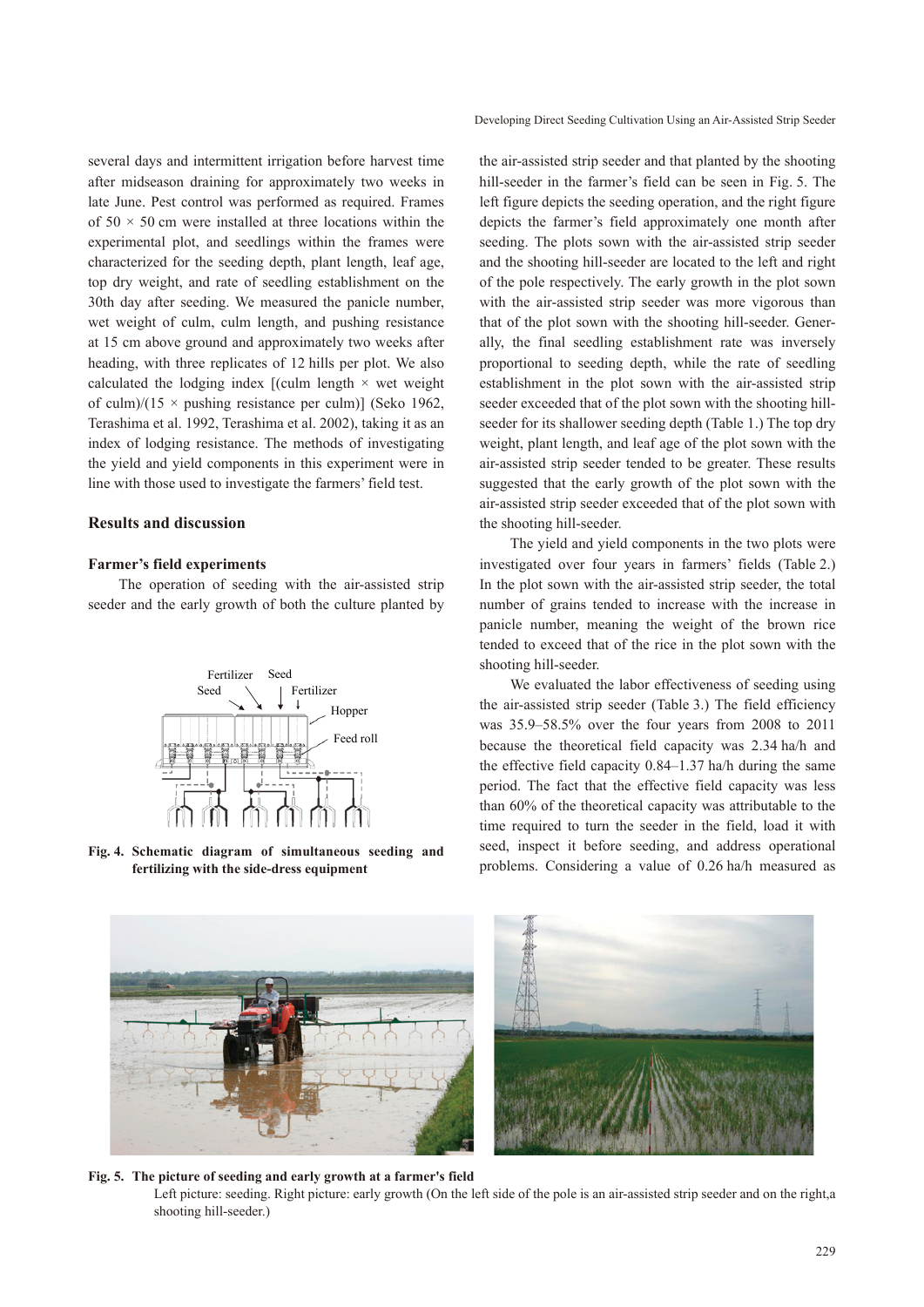several days and intermittent irrigation before harvest time after midseason draining for approximately two weeks in late June. Pest control was performed as required. Frames of 50 × 50 cm were installed at three locations within the experimental plot, and seedlings within the frames were characterized for the seeding depth, plant length, leaf age, top dry weight, and rate of seedling establishment on the 30th day after seeding. We measured the panicle number, wet weight of culm, culm length, and pushing resistance at 15 cm above ground and approximately two weeks after heading, with three replicates of 12 hills per plot. We also calculated the lodging index [(culm length × wet weight of culm)/(15 × pushing resistance per culm)] (Seko 1962, Terashima et al. 1992, Terashima et al. 2002), taking it as an index of lodging resistance. The methods of investigating the yield and yield components in this experiment were in line with those used to investigate the farmers' field test.

## Results and discussion

### Farmer's field experiments

The operation of seeding with the air-assisted strip seeder and the early growth of both the culture planted by the air-assisted strip seeder and that planted by the shooting hill-seeder in the farmer's field can be seen in Fig. 5. The left figure depicts the seeding operation, and the right figure depicts the farmer's field approximately one month after seeding. The plots sown with the air-assisted strip seeder and the shooting hill-seeder are located to the left and right of the pole respectively. The early growth in the plot sown with the air-assisted strip seeder was more vigorous than that of the plot sown with the shooting hill-seeder. Generally, the final seedling establishment rate was inversely proportional to seeding depth, while the rate of seedling establishment in the plot sown with the air-assisted strip seeder exceeded that of the plot sown with the shooting hill-seeder for its shallower seeding depth (Table 1.) The top dry weight, plant length, and leaf age of the plot sown with the air-assisted strip seeder tended to be greater. These results suggested that the early growth of the plot sown with the air-assisted strip seeder exceeded that of the plot sown with the shooting hill-seeder.

The yield and yield components in the two plots were investigated over four years in farmers' fields (Table 2.) In the plot sown with the air-assisted strip seeder, the total number of grains tended to increase with the increase in panicle number, meaning the weight of the brown rice tended to exceed that of the rice in the plot sown with the shooting hill-seeder.

We evaluated the labor effectiveness of seeding using the air-assisted strip seeder (Table 3.) The field efficiency was 35.9–58.5% over the four years from 2008 to 2011 because the theoretical field capacity was 2.34 ha/h and the effective field capacity 0.84–1.37 ha/h during the same period. The fact that the effective field capacity was less than 60% of the theoretical capacity was attributable to the time required to turn the seeder in the field, load it with seed, inspect it before seeding, and address operational problems. Considering a value of 0.26 ha/h measured as

**Fig. 4. Schematic diagram of simultaneous seeding and fertilizing with the side-dress equipment**

**Fig. 5. The picture of seeding and early growth at a farmer's field**
Left picture: seeding. Right picture: early growth (On the left side of the pole is an air-assisted strip seeder and on the right, a shooting hill-seeder.)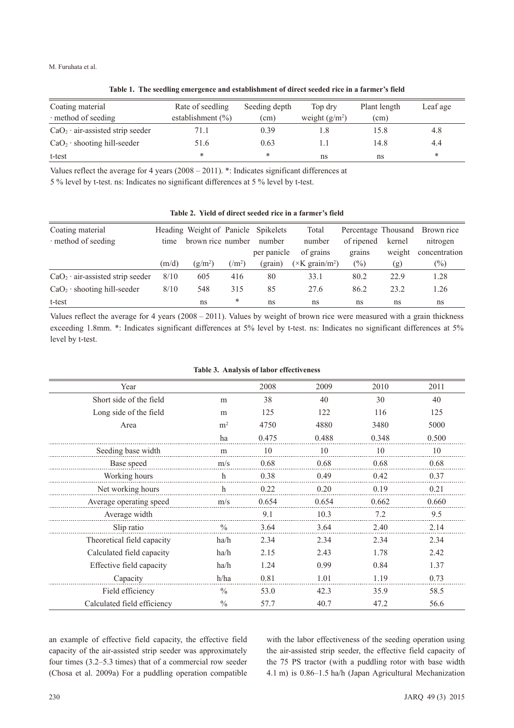**Table 1. The seedling emergence and establishment of direct seeded rice in a farmer's field**

| Coating material · method of seeding | Rate of seedling establishment (%) | Seeding depth (cm) | Top dry weight ($g/m^2$) | Plant length (cm) | Leaf age |
|---|---|---|---|---|---|
| $CaO_2$ · air-assisted strip seeder | 71.1 | 0.39 | 1.8 | 15.8 | 4.8 |
| $CaO_2$ · shooting hill-seeder | 51.6 | 0.63 | 1.1 | 14.8 | 4.4 |
| t-test | * | * | ns | ns | * |

Values reflect the average for 4 years (2008 – 2011). *: Indicates significant differences at 5 % level by t-test. ns: Indicates no significant differences at 5 % level by t-test.

**Table 2. Yield of direct seeded rice in a farmer's field**

| Coating material · method of seeding | Heading time | Weight of brown rice | Panicle number | Spikelets number per panicle | Total number of grains | Percentage of ripened grains | Thousand kernel weight | Brown rice nitrogen concentration |
|---|---|---|---|---|---|---|---|---|
| | (m/d) | ($g/m^2$) | ($/m^2$) | (grain) | ($\times$K grain/$m^2$) | (%) | (g) | (%) |
| $CaO_2$ · air-assisted strip seeder | 8/10 | 605 | 416 | 80 | 33.1 | 80.2 | 22.9 | 1.28 |
| $CaO_2$ · shooting hill-seeder | 8/10 | 548 | 315 | 85 | 27.6 | 86.2 | 23.2 | 1.26 |
| t-test | | ns | * | ns | ns | ns | ns | ns |

Values reflect the average for 4 years (2008 – 2011). Values by weight of brown rice were measured with a grain thickness exceeding 1.8mm. *: Indicates significant differences at 5% level by t-test. ns: Indicates no significant differences at 5% level by t-test.

**Table 3. Analysis of labor effectiveness**

| Year | | 2008 | 2009 | 2010 | 2011 |
|---|---|---|---|---|---|
| Short side of the field | m | 38 | 40 | 30 | 40 |
| Long side of the field | m | 125 | 122 | 116 | 125 |
| Area | $m^2$ | 4750 | 4880 | 3480 | 5000 |
| | ha | 0.475 | 0.488 | 0.348 | 0.500 |
| Seeding base width | m | 10 | 10 | 10 | 10 |
| Base speed | m/s | 0.68 | 0.68 | 0.68 | 0.68 |
| Working hours | h | 0.38 | 0.49 | 0.42 | 0.37 |
| Net working hours | h | 0.22 | 0.20 | 0.19 | 0.21 |
| Average operating speed | m/s | 0.654 | 0.654 | 0.662 | 0.660 |
| Average width | | 9.1 | 10.3 | 7.2 | 9.5 |
| Slip ratio | % | 3.64 | 3.64 | 2.40 | 2.14 |
| Theoretical field capacity | ha/h | 2.34 | 2.34 | 2.34 | 2.34 |
| Calculated field capacity | ha/h | 2.15 | 2.43 | 1.78 | 2.42 |
| Effective field capacity | ha/h | 1.24 | 0.99 | 0.84 | 1.37 |
| Capacity | h/ha | 0.81 | 1.01 | 1.19 | 0.73 |
| Field efficiency | % | 53.0 | 42.3 | 35.9 | 58.5 |
| Calculated field efficiency | % | 57.7 | 40.7 | 47.2 | 56.6 |

an example of effective field capacity, the effective field capacity of the air-assisted strip seeder was approximately four times (3.2–5.3 times) that of a commercial row seeder (Chosa et al. 2009a) For a puddling operation compatible with the labor effectiveness of the seeding operation using the air-assisted strip seeder, the effective field capacity of the 75 PS tractor (with a puddling rotor with base width 4.1 m) is 0.86–1.5 ha/h (Japan Agricultural Mechanization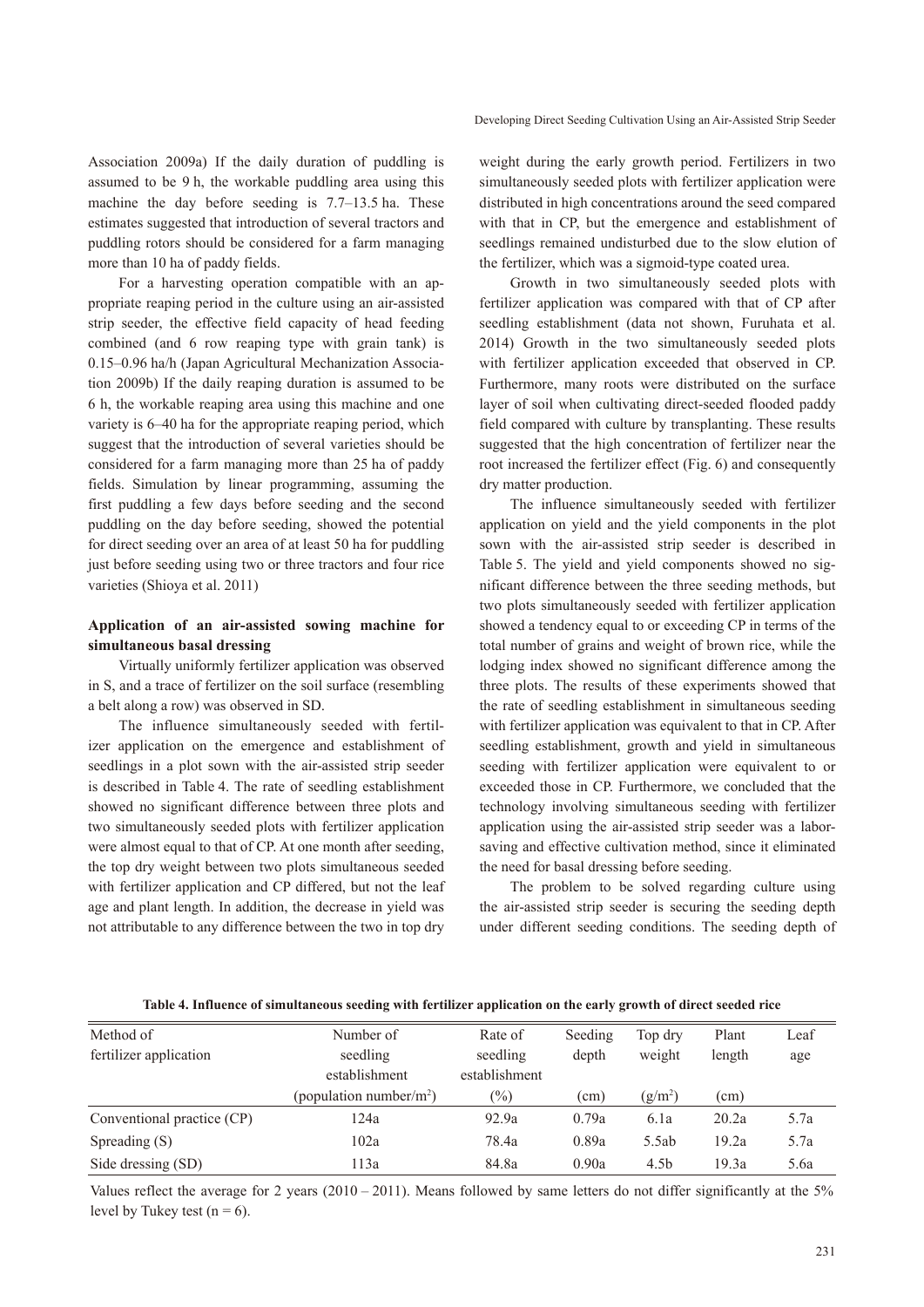Association 2009a) If the daily duration of puddling is assumed to be 9 h, the workable puddling area using this machine the day before seeding is 7.7–13.5 ha. These estimates suggested that introduction of several tractors and puddling rotors should be considered for a farm managing more than 10 ha of paddy fields.

For a harvesting operation compatible with an appropriate reaping period in the culture using an air-assisted strip seeder, the effective field capacity of head feeding combined (and 6 row reaping type with grain tank) is 0.15–0.96 ha/h (Japan Agricultural Mechanization Association 2009b) If the daily reaping duration is assumed to be 6 h, the workable reaping area using this machine and one variety is 6–40 ha for the appropriate reaping period, which suggest that the introduction of several varieties should be considered for a farm managing more than 25 ha of paddy fields. Simulation by linear programming, assuming the first puddling a few days before seeding and the second puddling on the day before seeding, showed the potential for direct seeding over an area of at least 50 ha for puddling just before seeding using two or three tractors and four rice varieties (Shioya et al. 2011)

**Application of an air-assisted sowing machine for simultaneous basal dressing**

Virtually uniformly fertilizer application was observed in S, and a trace of fertilizer on the soil surface (resembling a belt along a row) was observed in SD.

The influence simultaneously seeded with fertilizer application on the emergence and establishment of seedlings in a plot sown with the air-assisted strip seeder is described in Table 4. The rate of seedling establishment showed no significant difference between three plots and two simultaneously seeded plots with fertilizer application were almost equal to that of CP. At one month after seeding, the top dry weight between two plots simultaneous seeded with fertilizer application and CP differed, but not the leaf age and plant length. In addition, the decrease in yield was not attributable to any difference between the two in top dry weight during the early growth period. Fertilizers in two simultaneously seeded plots with fertilizer application were distributed in high concentrations around the seed compared with that in CP, but the emergence and establishment of seedlings remained undisturbed due to the slow elution of the fertilizer, which was a sigmoid-type coated urea.

Growth in two simultaneously seeded plots with fertilizer application was compared with that of CP after seedling establishment (data not shown, Furuhata et al. 2014) Growth in the two simultaneously seeded plots with fertilizer application exceeded that observed in CP. Furthermore, many roots were distributed on the surface layer of soil when cultivating direct-seeded flooded paddy field compared with culture by transplanting. These results suggested that the high concentration of fertilizer near the root increased the fertilizer effect (Fig. 6) and consequently dry matter production.

The influence simultaneously seeded with fertilizer application on yield and the yield components in the plot sown with the air-assisted strip seeder is described in Table 5. The yield and yield components showed no significant difference between the three seeding methods, but two plots simultaneously seeded with fertilizer application showed a tendency equal to or exceeding CP in terms of the total number of grains and weight of brown rice, while the lodging index showed no significant difference among the three plots. The results of these experiments showed that the rate of seedling establishment in simultaneous seeding with fertilizer application was equivalent to that in CP. After seedling establishment, growth and yield in simultaneous seeding with fertilizer application were equivalent to or exceeded those in CP. Furthermore, we concluded that the technology involving simultaneous seeding with fertilizer application using the air-assisted strip seeder was a labor-saving and effective cultivation method, since it eliminated the need for basal dressing before seeding.

The problem to be solved regarding culture using the air-assisted strip seeder is securing the seeding depth under different seeding conditions. The seeding depth of

**Table 4. Influence of simultaneous seeding with fertilizer application on the early growth of direct seeded rice**

| Method of fertilizer application | Number of seedling establishment (population number/m$^2$) | Rate of seedling establishment (%) | Seeding depth (cm) | Top dry weight (g/m$^2$) | Plant length (cm) | Leaf age |
|---|---|---|---|---|---|---|
| Conventional practice (CP) | 124a | 92.9a | 0.79a | 6.1a | 20.2a | 5.7a |
| Spreading (S) | 102a | 78.4a | 0.89a | 5.5ab | 19.2a | 5.7a |
| Side dressing (SD) | 113a | 84.8a | 0.90a | 4.5b | 19.3a | 5.6a |

Values reflect the average for 2 years (2010 – 2011). Means followed by same letters do not differ significantly at the 5% level by Tukey test (n = 6).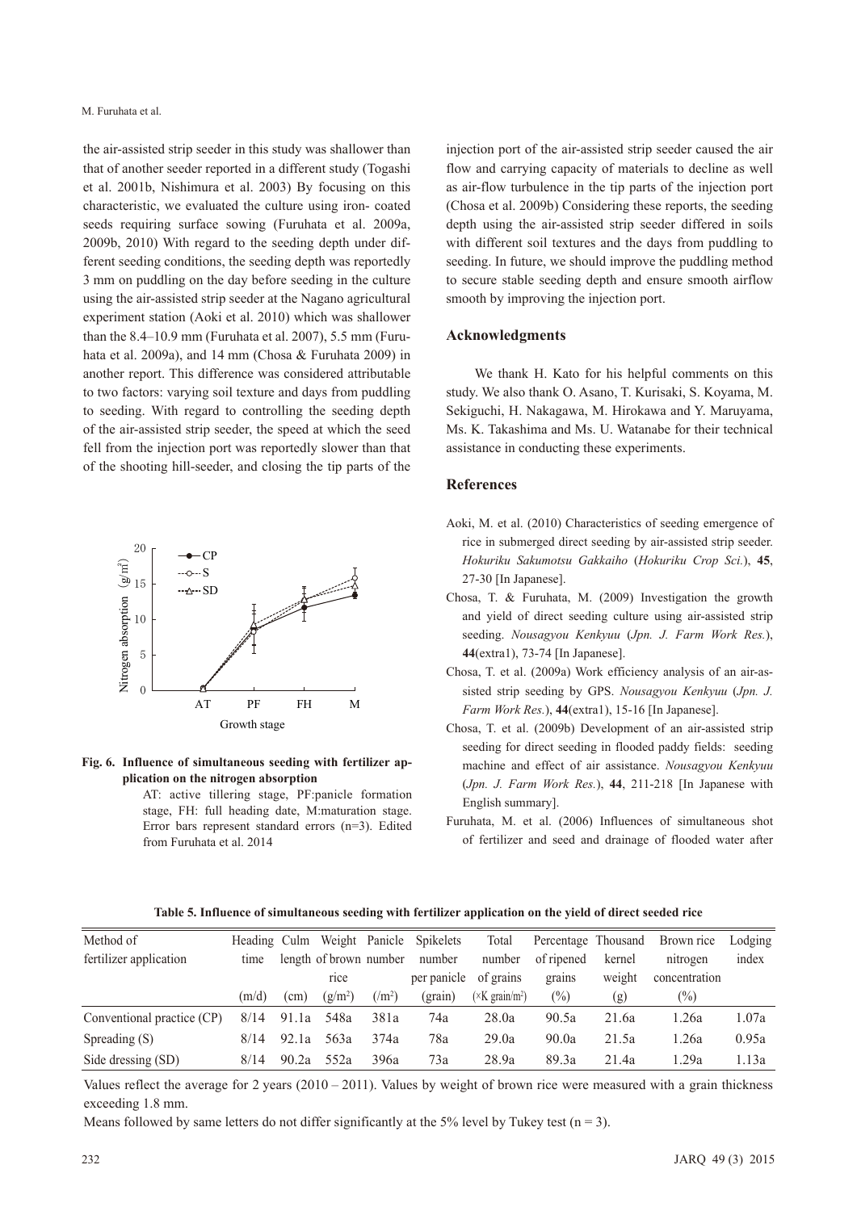the air-assisted strip seeder in this study was shallower than that of another seeder reported in a different study (Togashi et al. 2001b, Nishimura et al. 2003) By focusing on this characteristic, we evaluated the culture using iron- coated seeds requiring surface sowing (Furuhata et al. 2009a, 2009b, 2010) With regard to the seeding depth under different seeding conditions, the seeding depth was reportedly 3 mm on puddling on the day before seeding in the culture using the air-assisted strip seeder at the Nagano agricultural experiment station (Aoki et al. 2010) which was shallower than the 8.4–10.9 mm (Furuhata et al. 2007), 5.5 mm (Furuhata et al. 2009a), and 14 mm (Chosa & Furuhata 2009) in another report. This difference was considered attributable to two factors: varying soil texture and days from puddling to seeding. With regard to controlling the seeding depth of the air-assisted strip seeder, the speed at which the seed fell from the injection port was reportedly slower than that of the shooting hill-seeder, and closing the tip parts of the injection port of the air-assisted strip seeder caused the air flow and carrying capacity of materials to decline as well as air-flow turbulence in the tip parts of the injection port (Chosa et al. 2009b) Considering these reports, the seeding depth using the air-assisted strip seeder differed in soils with different soil textures and the days from puddling to seeding. In future, we should improve the puddling method to secure stable seeding depth and ensure smooth airflow smooth by improving the injection port.

**Fig. 6. Influence of simultaneous seeding with fertilizer application on the nitrogen absorption**

AT: active tillering stage, PF:panicle formation stage, FH: full heading date, M:maturation stage. Error bars represent standard errors (n=3). Edited from Furuhata et al. 2014

## Acknowledgments

We thank H. Kato for his helpful comments on this study. We also thank O. Asano, T. Kurisaki, S. Koyama, M. Sekiguchi, H. Nakagawa, M. Hirokawa and Y. Maruyama, Ms. K. Takashima and Ms. U. Watanabe for their technical assistance in conducting these experiments.

## References

Aoki, M. et al. (2010) Characteristics of seeding emergence of rice in submerged direct seeding by air-assisted strip seeder. *Hokuriku Sakumotsu Gakkaiho* (*Hokuriku Crop Sci.*), **45**, 27-30 [In Japanese].

Chosa, T. & Furuhata, M. (2009) Investigation the growth and yield of direct seeding culture using air-assisted strip seeding. *Nousagyou Kenkyuu* (*Jpn. J. Farm Work Res.*), **44**(extra1), 73-74 [In Japanese].

Chosa, T. et al. (2009a) Work efficiency analysis of an air-assisted strip seeding by GPS. *Nousagyou Kenkyuu* (*Jpn. J. Farm Work Res.*), **44**(extra1), 15-16 [In Japanese].

Chosa, T. et al. (2009b) Development of an air-assisted strip seeding for direct seeding in flooded paddy fields: seeding machine and effect of air assistance. *Nousagyou Kenkyuu* (*Jpn. J. Farm Work Res.*), **44**, 211-218 [In Japanese with English summary].

Furuhata, M. et al. (2006) Influences of simultaneous shot of fertilizer and seed and drainage of flooded water after

**Table 5. Influence of simultaneous seeding with fertilizer application on the yield of direct seeded rice**

| Method of fertilizer application | Heading time (m/d) | Culm length (cm) | Weight of brown rice ($g/m^2$) | Panicle number ($/m^2$) | Spikelets number per panicle (grain) | Total number of grains ($\times$K grain/$m^2$) | Percentage of ripened grains (%) | Thousand kernel weight (g) | Brown rice nitrogen concentration (%) | Lodging index |
|---|---|---|---|---|---|---|---|---|---|---|
| Conventional practice (CP) | 8/14 | 91.1a | 548a | 381a | 74a | 28.0a | 90.5a | 21.6a | 1.26a | 1.07a |
| Spreading (S) | 8/14 | 92.1a | 563a | 374a | 78a | 29.0a | 90.0a | 21.5a | 1.26a | 0.95a |
| Side dressing (SD) | 8/14 | 90.2a | 552a | 396a | 73a | 28.9a | 89.3a | 21.4a | 1.29a | 1.13a |

Values reflect the average for 2 years (2010 – 2011). Values by weight of brown rice were measured with a grain thickness exceeding 1.8 mm.

Means followed by same letters do not differ significantly at the 5% level by Tukey test (n = 3).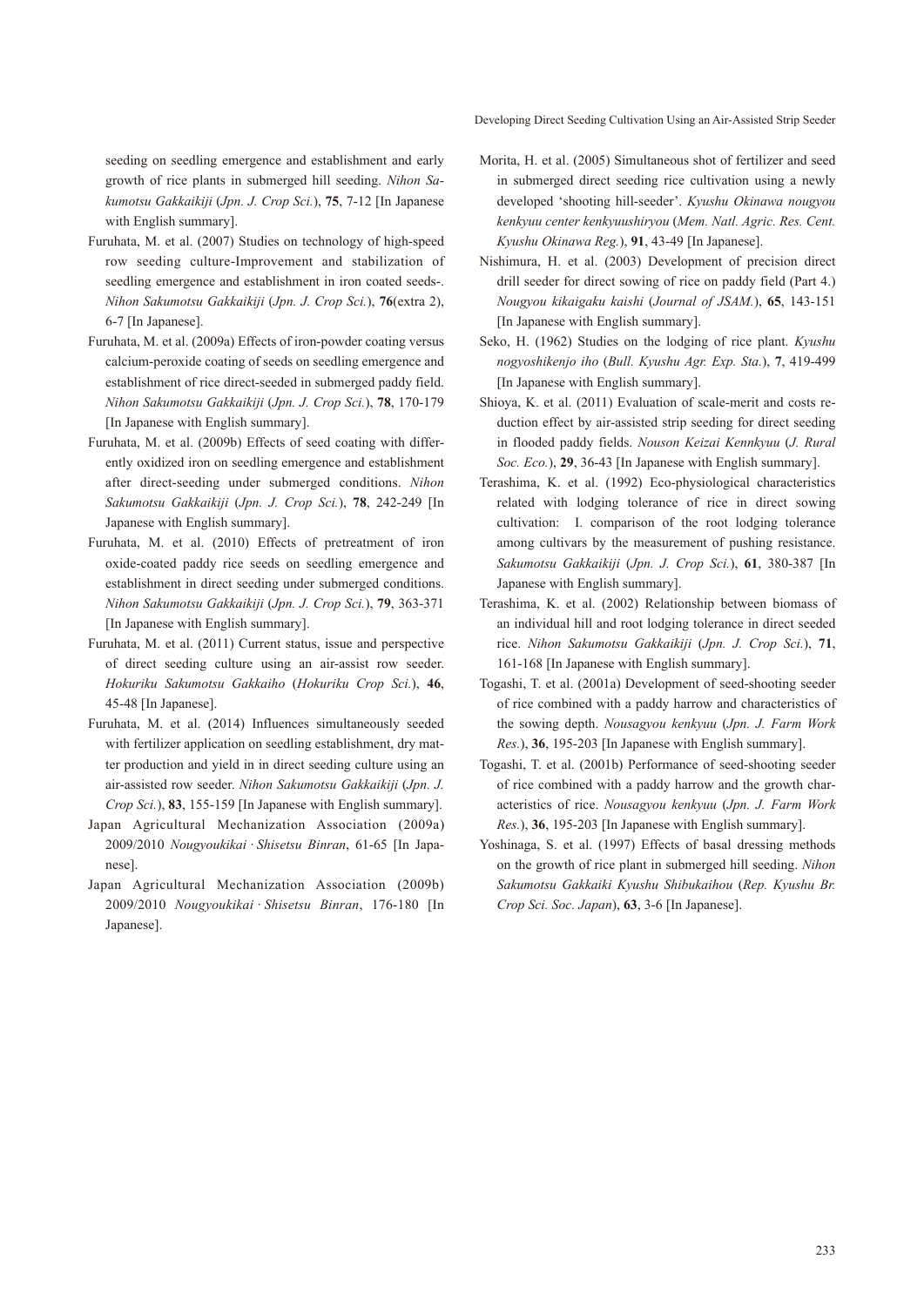seeding on seedling emergence and establishment and early growth of rice plants in submerged hill seeding. *Nihon Sakumotsu Gakkaikiji* (*Jpn. J. Crop Sci.*), **75**, 7-12 [In Japanese with English summary].

Furuhata, M. et al. (2007) Studies on technology of high-speed row seeding culture-Improvement and stabilization of seedling emergence and establishment in iron coated seeds-. *Nihon Sakumotsu Gakkaikiji* (*Jpn. J. Crop Sci.*), **76**(extra 2), 6-7 [In Japanese].

Furuhata, M. et al. (2009a) Effects of iron-powder coating versus calcium-peroxide coating of seeds on seedling emergence and establishment of rice direct-seeded in submerged paddy field. *Nihon Sakumotsu Gakkaikiji* (*Jpn. J. Crop Sci.*), **78**, 170-179 [In Japanese with English summary].

Furuhata, M. et al. (2009b) Effects of seed coating with differently oxidized iron on seedling emergence and establishment after direct-seeding under submerged conditions. *Nihon Sakumotsu Gakkaikiji* (*Jpn. J. Crop Sci.*), **78**, 242-249 [In Japanese with English summary].

Furuhata, M. et al. (2010) Effects of pretreatment of iron oxide-coated paddy rice seeds on seedling emergence and establishment in direct seeding under submerged conditions. *Nihon Sakumotsu Gakkaikiji* (*Jpn. J. Crop Sci.*), **79**, 363-371 [In Japanese with English summary].

Furuhata, M. et al. (2011) Current status, issue and perspective of direct seeding culture using an air-assist row seeder. *Hokuriku Sakumotsu Gakkaiho* (*Hokuriku Crop Sci.*), **46**, 45-48 [In Japanese].

Furuhata, M. et al. (2014) Influences simultaneously seeded with fertilizer application on seedling establishment, dry matter production and yield in in direct seeding culture using an air-assisted row seeder. *Nihon Sakumotsu Gakkaikiji* (*Jpn. J. Crop Sci.*), **83**, 155-159 [In Japanese with English summary].

Japan Agricultural Mechanization Association (2009a) 2009/2010 *Nougyoukikai · Shisetsu Binran*, 61-65 [In Japanese].

Japan Agricultural Mechanization Association (2009b) 2009/2010 *Nougyoukikai · Shisetsu Binran*, 176-180 [In Japanese].

Morita, H. et al. (2005) Simultaneous shot of fertilizer and seed in submerged direct seeding rice cultivation using a newly developed 'shooting hill-seeder'. *Kyushu Okinawa nougyou kenkyuu center kenkyuushiryou* (*Mem. Natl. Agric. Res. Cent. Kyushu Okinawa Reg.*), **91**, 43-49 [In Japanese].

Nishimura, H. et al. (2003) Development of precision direct drill seeder for direct sowing of rice on paddy field (Part 4.) *Nougyou kikaigaku kaishi* (*Journal of JSAM.*), **65**, 143-151 [In Japanese with English summary].

Seko, H. (1962) Studies on the lodging of rice plant. *Kyushu nogyoshikenjo iho* (*Bull. Kyushu Agr. Exp. Sta.*), **7**, 419-499 [In Japanese with English summary].

Shioya, K. et al. (2011) Evaluation of scale-merit and costs reduction effect by air-assisted strip seeding for direct seeding in flooded paddy fields. *Nouson Keizai Kennkyuu* (*J. Rural Soc. Eco.*), **29**, 36-43 [In Japanese with English summary].

Terashima, K. et al. (1992) Eco-physiological characteristics related with lodging tolerance of rice in direct sowing cultivation: I. comparison of the root lodging tolerance among cultivars by the measurement of pushing resistance. *Sakumotsu Gakkaikiji* (*Jpn. J. Crop Sci.*), **61**, 380-387 [In Japanese with English summary].

Terashima, K. et al. (2002) Relationship between biomass of an individual hill and root lodging tolerance in direct seeded rice. *Nihon Sakumotsu Gakkaikiji* (*Jpn. J. Crop Sci.*), **71**, 161-168 [In Japanese with English summary].

Togashi, T. et al. (2001a) Development of seed-shooting seeder of rice combined with a paddy harrow and characteristics of the sowing depth. *Nousagyou kenkyuu* (*Jpn. J. Farm Work Res.*), **36**, 195-203 [In Japanese with English summary].

Togashi, T. et al. (2001b) Performance of seed-shooting seeder of rice combined with a paddy harrow and the growth characteristics of rice. *Nousagyou kenkyuu* (*Jpn. J. Farm Work Res.*), **36**, 195-203 [In Japanese with English summary].

Yoshinaga, S. et al. (1997) Effects of basal dressing methods on the growth of rice plant in submerged hill seeding. *Nihon Sakumotsu Gakkaiki Kyushu Shibukaihou* (*Rep. Kyushu Br. Crop Sci. Soc. Japan*), **63**, 3-6 [In Japanese].